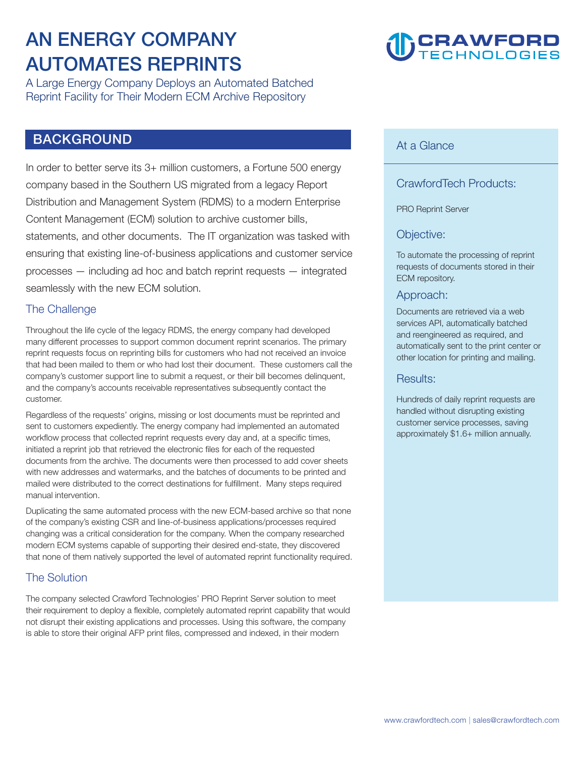# AN ENERGY COMPANY AUTOMATES REPRINTS

A Large Energy Company Deploys an Automated Batched Reprint Facility for Their Modern ECM Archive Repository

## BACKGROUND

In order to better serve its 3+ million customers, a Fortune 500 energy company based in the Southern US migrated from a legacy Report Distribution and Management System (RDMS) to a modern Enterprise Content Management (ECM) solution to archive customer bills, statements, and other documents. The IT organization was tasked with ensuring that existing line-of-business applications and customer service processes — including ad hoc and batch reprint requests — integrated seamlessly with the new ECM solution.

### The Challenge

Throughout the life cycle of the legacy RDMS, the energy company had developed many different processes to support common document reprint scenarios. The primary reprint requests focus on reprinting bills for customers who had not received an invoice that had been mailed to them or who had lost their document. These customers call the company's customer support line to submit a request, or their bill becomes delinquent, and the company's accounts receivable representatives subsequently contact the customer.

Regardless of the requests' origins, missing or lost documents must be reprinted and sent to customers expediently. The energy company had implemented an automated workflow process that collected reprint requests every day and, at a specific times, initiated a reprint job that retrieved the electronic files for each of the requested documents from the archive. The documents were then processed to add cover sheets with new addresses and watermarks, and the batches of documents to be printed and mailed were distributed to the correct destinations for fulfillment. Many steps required manual intervention.

Duplicating the same automated process with the new ECM-based archive so that none of the company's existing CSR and line-of-business applications/processes required changing was a critical consideration for the company. When the company researched modern ECM systems capable of supporting their desired end-state, they discovered that none of them natively supported the level of automated reprint functionality required.

### The Solution

The company selected Crawford Technologies' PRO Reprint Server solution to meet their requirement to deploy a flexible, completely automated reprint capability that would not disrupt their existing applications and processes. Using this software, the company is able to store their original AFP print files, compressed and indexed, in their modern

## At a Glance

### CrawfordTech Products:

PRO Reprint Server

### Objective:

To automate the processing of reprint requests of documents stored in their ECM repository.

### Approach:

Documents are retrieved via a web services API, automatically batched and reengineered as required, and automatically sent to the print center or other location for printing and mailing.

### Results:

Hundreds of daily reprint requests are handled without disrupting existing customer service processes, saving approximately $1.6+ million annually.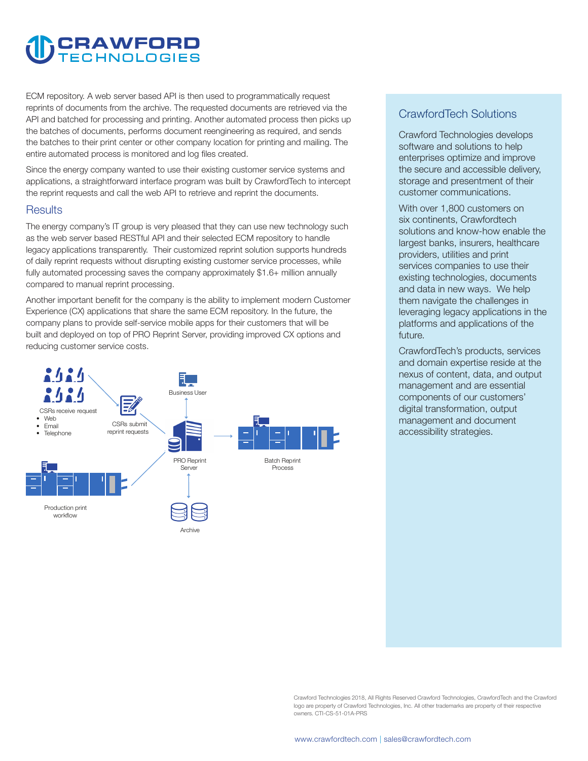ECM repository. A web server based API is then used to programmatically request reprints of documents from the archive. The requested documents are retrieved via the API and batched for processing and printing. Another automated process then picks up the batches of documents, performs document reengineering as required, and sends the batches to their print center or other company location for printing and mailing. The entire automated process is monitored and log files created.

Since the energy company wanted to use their existing customer service systems and applications, a straightforward interface program was built by CrawfordTech to intercept the reprint requests and call the web API to retrieve and reprint the documents.

## Results

The energy company's IT group is very pleased that they can use new technology such as the web server based RESTful API and their selected ECM repository to handle legacy applications transparently. Their customized reprint solution supports hundreds of daily reprint requests without disrupting existing customer service processes, while fully automated processing saves the company approximately $1.6+ million annually compared to manual reprint processing.

Another important benefit for the company is the ability to implement modern Customer Experience (CX) applications that share the same ECM repository. In the future, the company plans to provide self-service mobile apps for their customers that will be built and deployed on top of PRO Reprint Server, providing improved CX options and reducing customer service costs.

CSRs receive request
- Web
- Email
- Telephone

CSRs submit reprint requests

Business User

PRO Reprint Server

Batch Reprint Process

Production print workflow

Archive

## CrawfordTech Solutions

Crawford Technologies develops software and solutions to help enterprises optimize and improve the secure and accessible delivery, storage and presentment of their customer communications.

With over 1,800 customers on six continents, Crawfordtech solutions and know-how enable the largest banks, insurers, healthcare providers, utilities and print services companies to use their existing technologies, documents and data in new ways. We help them navigate the challenges in leveraging legacy applications in the platforms and applications of the future.

CrawfordTech's products, services and domain expertise reside at the nexus of content, data, and output management and are essential components of our customers' digital transformation, output management and document accessibility strategies.

Crawford Technologies 2018, All Rights Reserved Crawford Technologies, CrawfordTech and the Crawford logo are property of Crawford Technologies, Inc. All other trademarks are property of their respective owners. CTI-CS-51-01A-PRS

www.crawfordtech.com | sales@crawfordtech.com